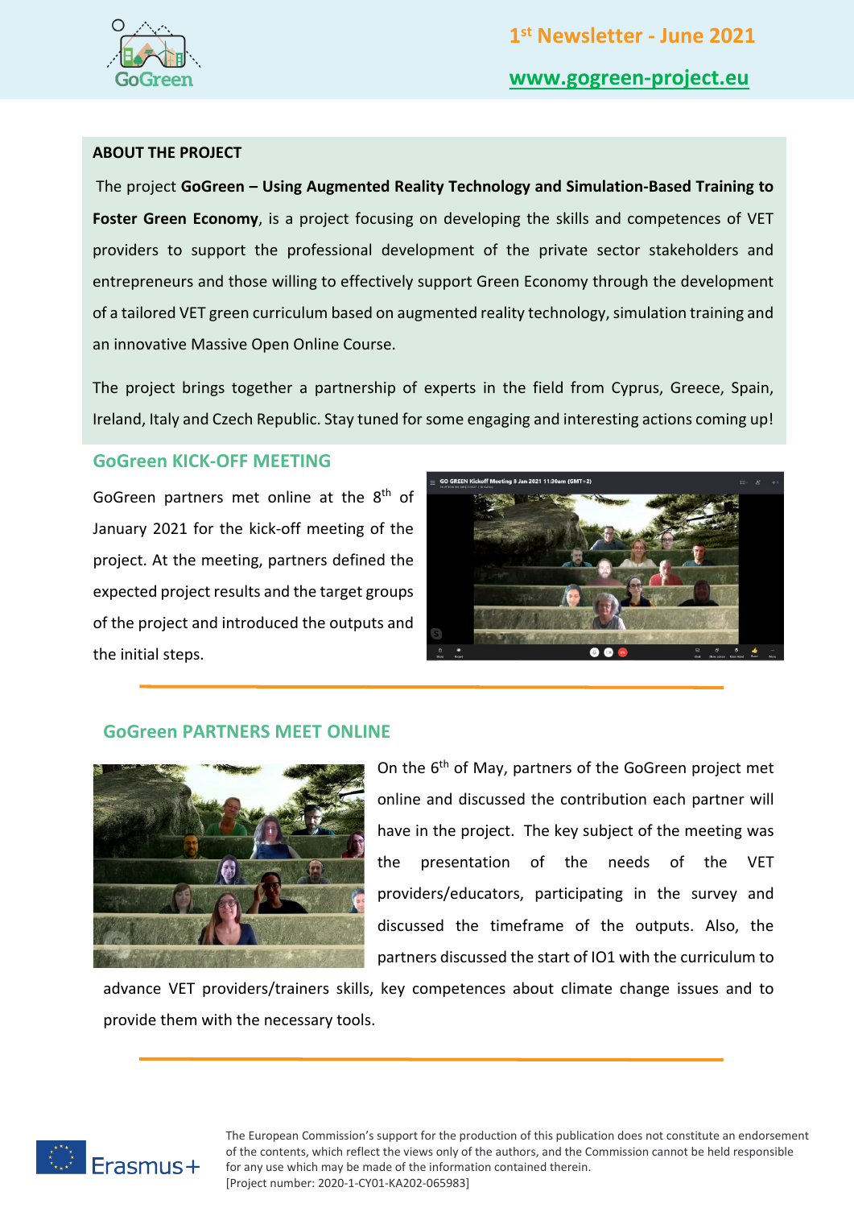1st Newsletter - June 2021

www.gogreen-project.eu

## ABOUT THE PROJECT

The project **GoGreen – Using Augmented Reality Technology and Simulation-Based Training to Foster Green Economy**, is a project focusing on developing the skills and competences of VET providers to support the professional development of the private sector stakeholders and entrepreneurs and those willing to effectively support Green Economy through the development of a tailored VET green curriculum based on augmented reality technology, simulation training and an innovative Massive Open Online Course.

The project brings together a partnership of experts in the field from Cyprus, Greece, Spain, Ireland, Italy and Czech Republic. Stay tuned for some engaging and interesting actions coming up!

## GoGreen KICK-OFF MEETING

GoGreen partners met online at the 8th of January 2021 for the kick-off meeting of the project. At the meeting, partners defined the expected project results and the target groups of the project and introduced the outputs and the initial steps.

## GoGreen PARTNERS MEET ONLINE

On the 6th of May, partners of the GoGreen project met online and discussed the contribution each partner will have in the project. The key subject of the meeting was the presentation of the needs of the VET providers/educators, participating in the survey and discussed the timeframe of the outputs. Also, the partners discussed the start of IO1 with the curriculum to advance VET providers/trainers skills, key competences about climate change issues and to provide them with the necessary tools.

The European Commission's support for the production of this publication does not constitute an endorsement of the contents, which reflect the views only of the authors, and the Commission cannot be held responsible for any use which may be made of the information contained therein.
[Project number: 2020-1-CY01-KA202-065983]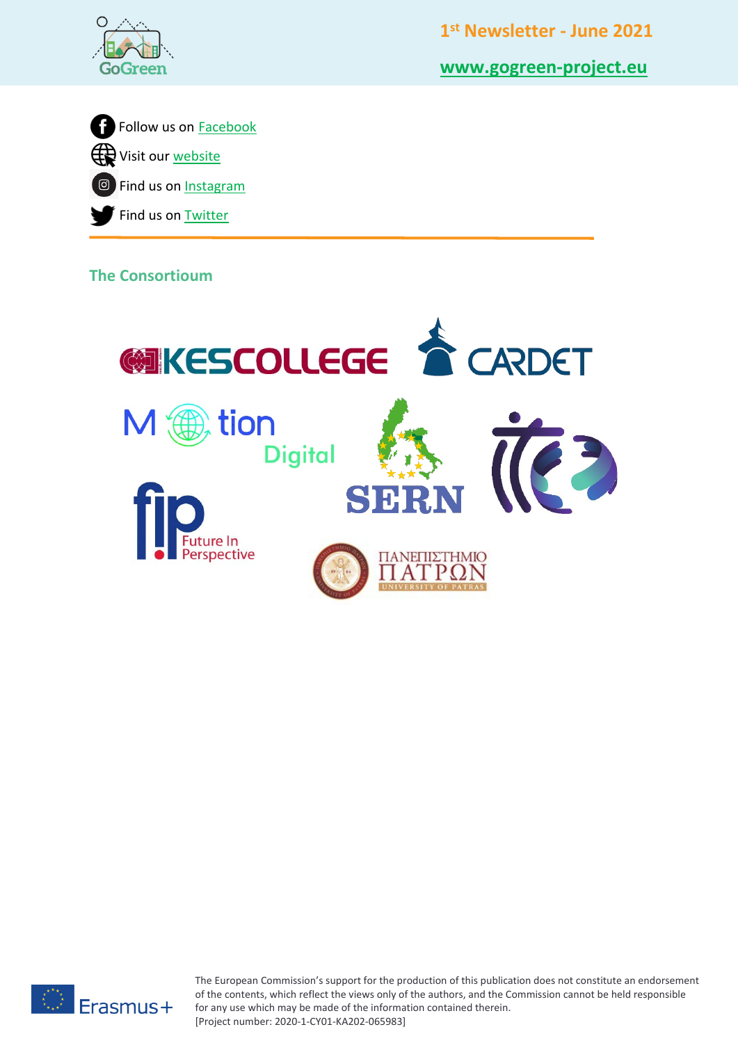1st Newsletter - June 2021

www.gogreen-project.eu

Follow us on Facebook

Visit our website

Find us on Instagram

Find us on Twitter

## The Consortioum

The European Commission's support for the production of this publication does not constitute an endorsement of the contents, which reflect the views only of the authors, and the Commission cannot be held responsible for any use which may be made of the information contained therein.
[Project number: 2020-1-CY01-KA202-065983]